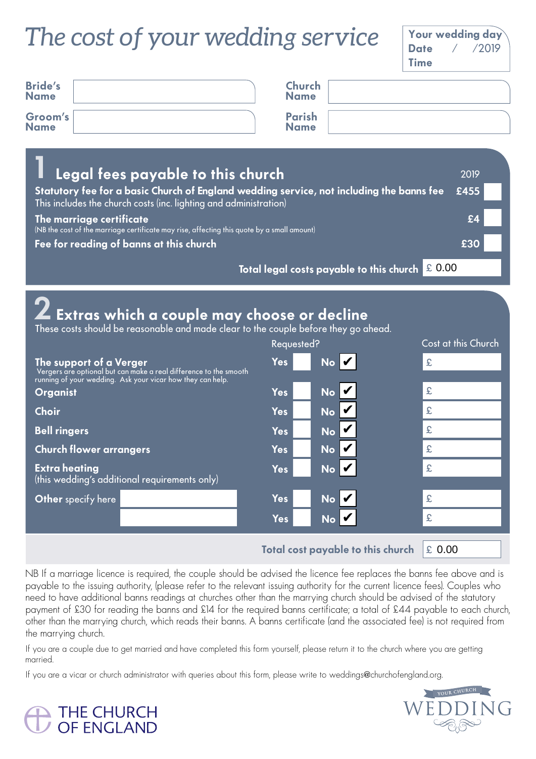# The cost of your wedding service

**Your wedding day**
**Date** / /2019
**Time**

| | | | |
|---|---|---|---|
| **Bride's Name** | | **Church Name** | |
| **Groom's Name** | | **Parish Name** | |

## 1 Legal fees payable to this church

| | 2019 | |
|---|---|---|
| **Statutory fee for a basic Church of England wedding service, not including the banns fee**<br>This includes the church costs (inc. lighting and administration) | £455 | |
| **The marriage certificate**<br>(NB the cost of the marriage certificate may rise, affecting this quote by a small amount) | £4 | |
| **Fee for reading of banns at this church** | £30 | |

**Total legal costs payable to this church** £ 0.00

## 2 Extras which a couple may choose or decline

These costs should be reasonable and made clear to the couple before they go ahead.

| | Requested? | | Cost at this Church |
|---|---|---|---|
| **The support of a Verger**<br>Vergers are optional but can make a real difference to the smooth running of your wedding. Ask your vicar how they can help. | Yes | No ✔ | £ |
| **Organist** | Yes | No ✔ | £ |
| **Choir** | Yes | No ✔ | £ |
| **Bell ringers** | Yes | No ✔ | £ |
| **Church flower arrangers** | Yes | No ✔ | £ |
| **Extra heating**<br>(this wedding's additional requirements only) | Yes | No ✔ | £ |
| **Other** specify here | Yes | No ✔ | £ |
| | Yes | No ✔ | £ |

**Total cost payable to this church** £ 0.00

NB If a marriage licence is required, the couple should be advised the licence fee replaces the banns fee above and is payable to the issuing authority, (please refer to the relevant issuing authority for the current licence fees). Couples who need to have additional banns readings at churches other than the marrying church should be advised of the statutory payment of £30 for reading the banns and £14 for the required banns certificate; a total of £44 payable to each church, other than the marrying church, which reads their banns. A banns certificate (and the associated fee) is not required from the marrying church.

If you are a couple due to get married and have completed this form yourself, please return it to the church where you are getting married.

If you are a vicar or church administrator with queries about this form, please write to weddings@churchofengland.org.

THE CHURCH OF ENGLAND

YOUR CHURCH WEDDING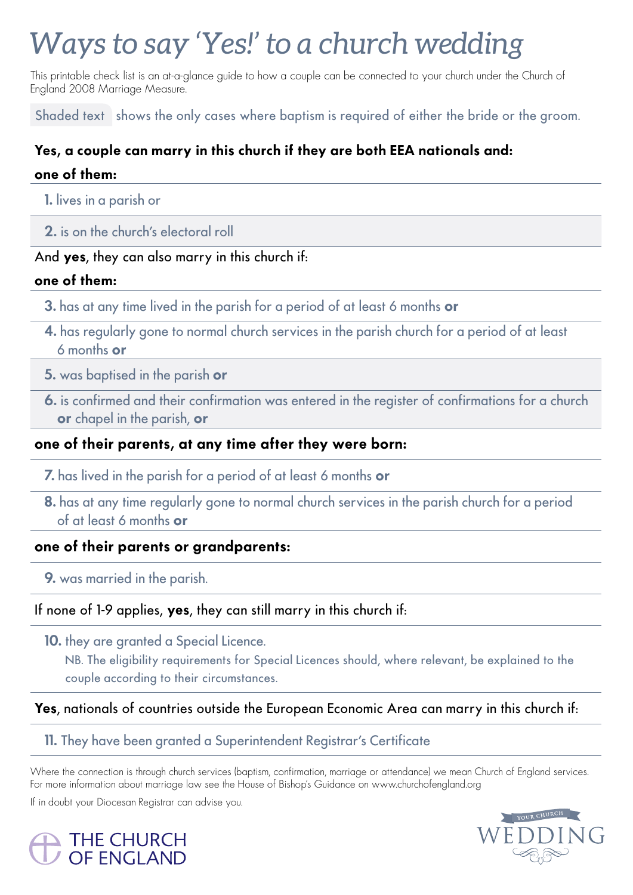# *Ways to say 'Yes!' to a church wedding*

This printable check list is an at-a-glance guide to how a couple can be connected to your church under the Church of England 2008 Marriage Measure.

Shaded text shows the only cases where baptism is required of either the bride or the groom.

**Yes, a couple can marry in this church if they are both EEA nationals and:**

**one of them:**

**1.** lives in a parish or

**2.** is on the church's electoral roll

And **yes**, they can also marry in this church if:

**one of them:**

**3.** has at any time lived in the parish for a period of at least 6 months **or**

**4.** has regularly gone to normal church services in the parish church for a period of at least 6 months **or**

**5.** was baptised in the parish **or**

**6.** is confirmed and their confirmation was entered in the register of confirmations for a church **or** chapel in the parish, **or**

**one of their parents, at any time after they were born:**

**7.** has lived in the parish for a period of at least 6 months **or**

**8.** has at any time regularly gone to normal church services in the parish church for a period of at least 6 months **or**

**one of their parents or grandparents:**

**9.** was married in the parish.

If none of 1-9 applies, **yes**, they can still marry in this church if:

**10.** they are granted a Special Licence.

NB. The eligibility requirements for Special Licences should, where relevant, be explained to the couple according to their circumstances.

**Yes**, nationals of countries outside the European Economic Area can marry in this church if:

**11.** They have been granted a Superintendent Registrar's Certificate

Where the connection is through church services (baptism, confirmation, marriage or attendance) we mean Church of England services. For more information about marriage law see the House of Bishop's Guidance on www.churchofengland.org

If in doubt your Diocesan Registrar can advise you.

THE CHURCH OF ENGLAND

YOUR CHURCH WEDDING